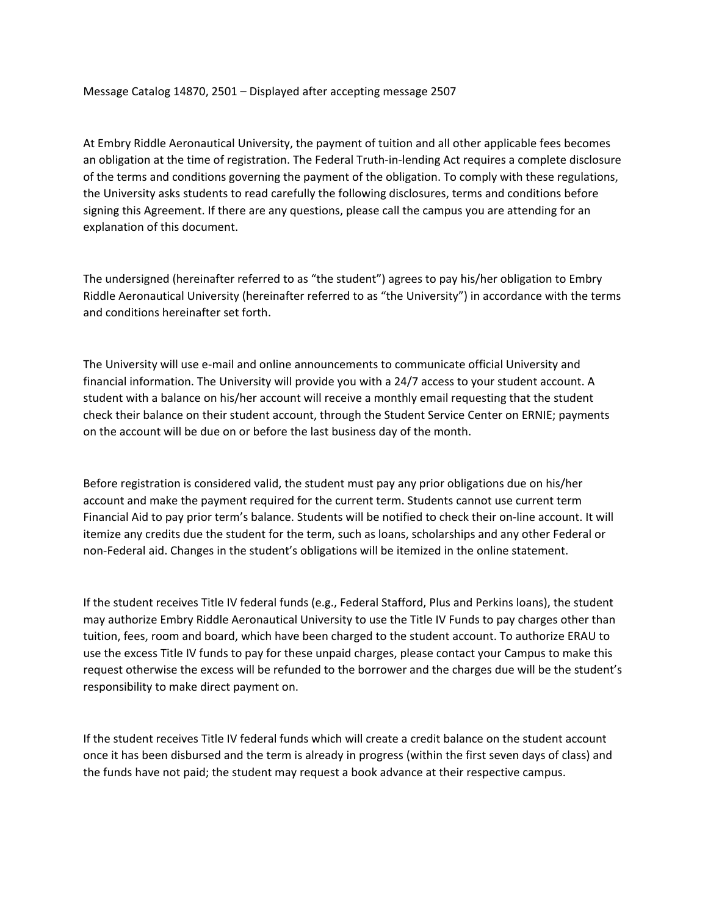Message Catalog 14870, 2501 – Displayed after accepting message 2507

At Embry Riddle Aeronautical University, the payment of tuition and all other applicable fees becomes an obligation at the time of registration. The Federal Truth-in-lending Act requires a complete disclosure of the terms and conditions governing the payment of the obligation. To comply with these regulations, the University asks students to read carefully the following disclosures, terms and conditions before signing this Agreement. If there are any questions, please call the campus you are attending for an explanation of this document.

The undersigned (hereinafter referred to as "the student") agrees to pay his/her obligation to Embry Riddle Aeronautical University (hereinafter referred to as "the University") in accordance with the terms and conditions hereinafter set forth.

The University will use e-mail and online announcements to communicate official University and financial information. The University will provide you with a 24/7 access to your student account. A student with a balance on his/her account will receive a monthly email requesting that the student check their balance on their student account, through the Student Service Center on ERNIE; payments on the account will be due on or before the last business day of the month.

Before registration is considered valid, the student must pay any prior obligations due on his/her account and make the payment required for the current term. Students cannot use current term Financial Aid to pay prior term's balance. Students will be notified to check their on-line account. It will itemize any credits due the student for the term, such as loans, scholarships and any other Federal or non-Federal aid. Changes in the student's obligations will be itemized in the online statement.

If the student receives Title IV federal funds (e.g., Federal Stafford, Plus and Perkins loans), the student may authorize Embry Riddle Aeronautical University to use the Title IV Funds to pay charges other than tuition, fees, room and board, which have been charged to the student account. To authorize ERAU to use the excess Title IV funds to pay for these unpaid charges, please contact your Campus to make this request otherwise the excess will be refunded to the borrower and the charges due will be the student's responsibility to make direct payment on.

If the student receives Title IV federal funds which will create a credit balance on the student account once it has been disbursed and the term is already in progress (within the first seven days of class) and the funds have not paid; the student may request a book advance at their respective campus.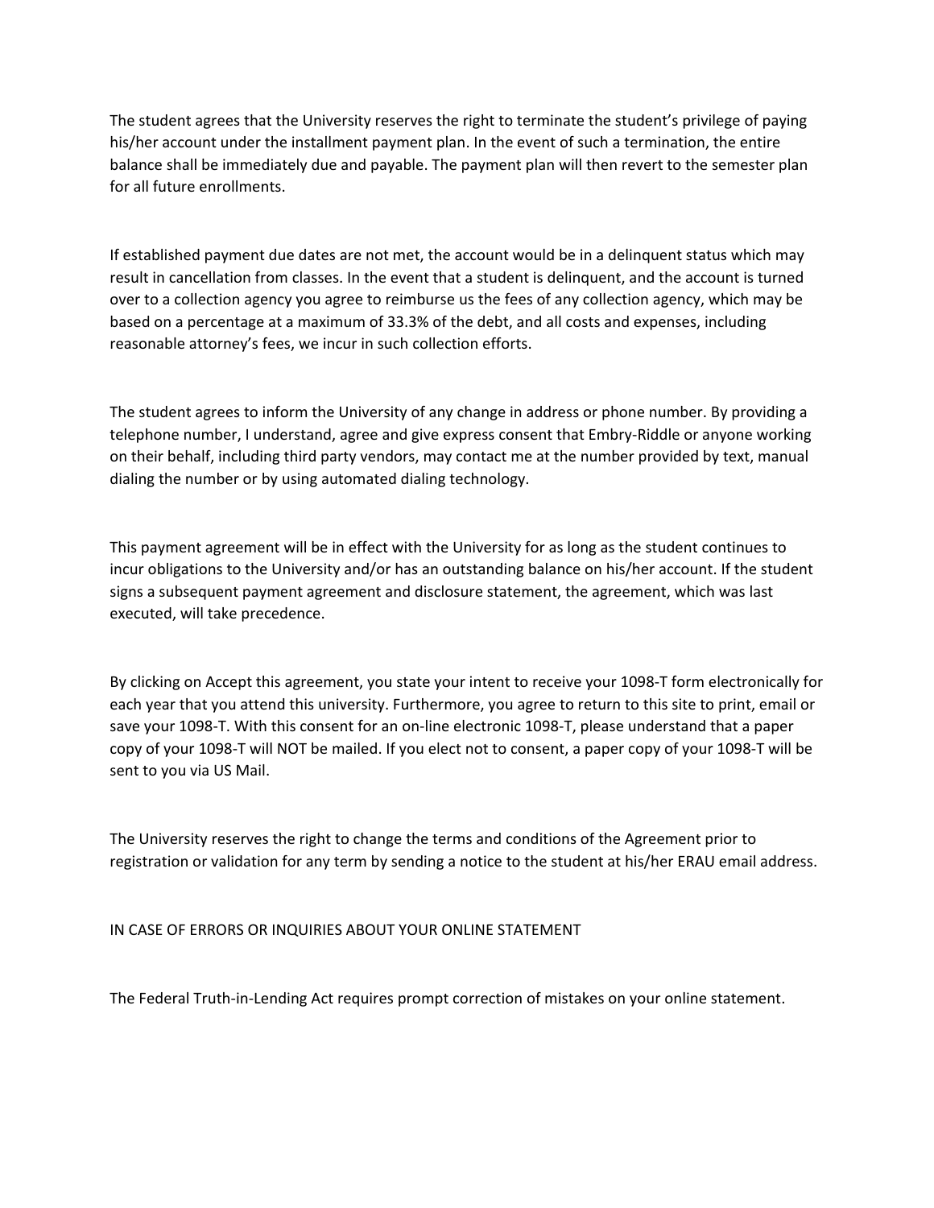The student agrees that the University reserves the right to terminate the student's privilege of paying his/her account under the installment payment plan. In the event of such a termination, the entire balance shall be immediately due and payable. The payment plan will then revert to the semester plan for all future enrollments.

If established payment due dates are not met, the account would be in a delinquent status which may result in cancellation from classes. In the event that a student is delinquent, and the account is turned over to a collection agency you agree to reimburse us the fees of any collection agency, which may be based on a percentage at a maximum of 33.3% of the debt, and all costs and expenses, including reasonable attorney's fees, we incur in such collection efforts.

The student agrees to inform the University of any change in address or phone number. By providing a telephone number, I understand, agree and give express consent that Embry-Riddle or anyone working on their behalf, including third party vendors, may contact me at the number provided by text, manual dialing the number or by using automated dialing technology.

This payment agreement will be in effect with the University for as long as the student continues to incur obligations to the University and/or has an outstanding balance on his/her account. If the student signs a subsequent payment agreement and disclosure statement, the agreement, which was last executed, will take precedence.

By clicking on Accept this agreement, you state your intent to receive your 1098-T form electronically for each year that you attend this university. Furthermore, you agree to return to this site to print, email or save your 1098-T. With this consent for an on-line electronic 1098-T, please understand that a paper copy of your 1098-T will NOT be mailed. If you elect not to consent, a paper copy of your 1098-T will be sent to you via US Mail.

The University reserves the right to change the terms and conditions of the Agreement prior to registration or validation for any term by sending a notice to the student at his/her ERAU email address.

IN CASE OF ERRORS OR INQUIRIES ABOUT YOUR ONLINE STATEMENT

The Federal Truth-in-Lending Act requires prompt correction of mistakes on your online statement.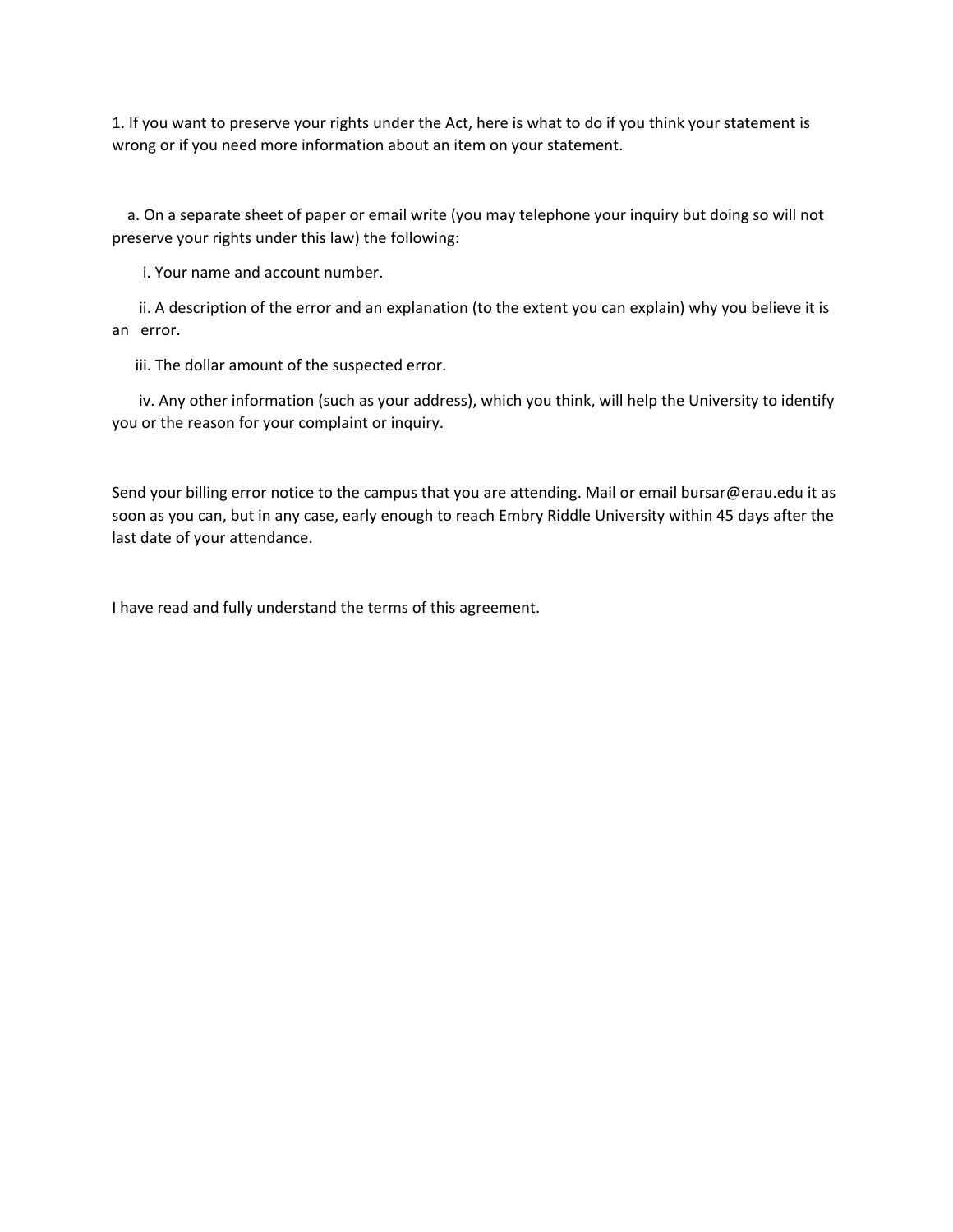1. If you want to preserve your rights under the Act, here is what to do if you think your statement is wrong or if you need more information about an item on your statement.

a. On a separate sheet of paper or email write (you may telephone your inquiry but doing so will not preserve your rights under this law) the following:

i. Your name and account number.

ii. A description of the error and an explanation (to the extent you can explain) why you believe it is an error.

iii. The dollar amount of the suspected error.

iv. Any other information (such as your address), which you think, will help the University to identify you or the reason for your complaint or inquiry.

Send your billing error notice to the campus that you are attending. Mail or email bursar@erau.edu it as soon as you can, but in any case, early enough to reach Embry Riddle University within 45 days after the last date of your attendance.

I have read and fully understand the terms of this agreement.